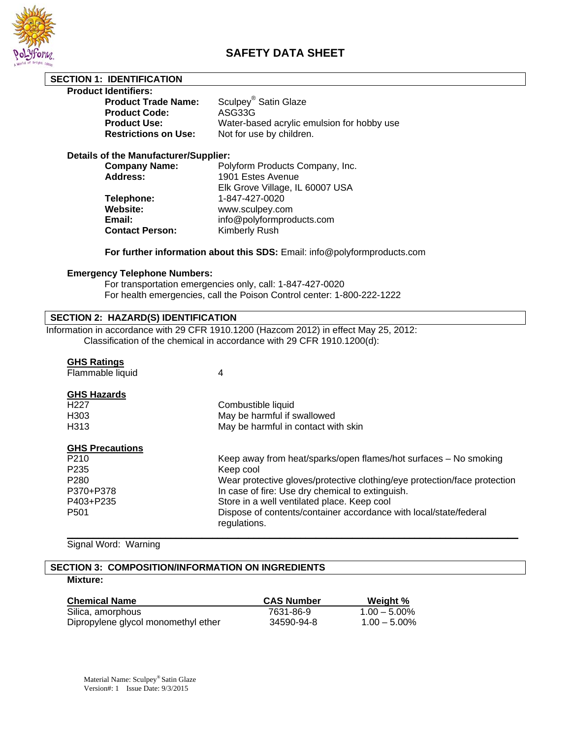# SAFETY DATA SHEET

## SECTION 1: IDENTIFICATION

**Product Identifiers:**

**Product Trade Name:** Sculpey® Satin Glaze
**Product Code:** ASG33G
**Product Use:** Water-based acrylic emulsion for hobby use
**Restrictions on Use:** Not for use by children.

**Details of the Manufacturer/Supplier:**

**Company Name:** Polyform Products Company, Inc.
**Address:** 1901 Estes Avenue
Elk Grove Village, IL 60007 USA
**Telephone:** 1-847-427-0020
**Website:** www.sculpey.com
**Email:** info@polyformproducts.com
**Contact Person:** Kimberly Rush

**For further information about this SDS:** Email: info@polyformproducts.com

**Emergency Telephone Numbers:**

For transportation emergencies only, call: 1-847-427-0020
For health emergencies, call the Poison Control center: 1-800-222-1222

## SECTION 2: HAZARD(S) IDENTIFICATION

Information in accordance with 29 CFR 1910.1200 (Hazcom 2012) in effect May 25, 2012:
Classification of the chemical in accordance with 29 CFR 1910.1200(d):

**GHS Ratings**

| | |
|---|---|
| Flammable liquid | 4 |

**GHS Hazards**

| | |
|---|---|
| H227 | Combustible liquid |
| H303 | May be harmful if swallowed |
| H313 | May be harmful in contact with skin |

**GHS Precautions**

| | |
|---|---|
| P210 | Keep away from heat/sparks/open flames/hot surfaces – No smoking |
| P235 | Keep cool |
| P280 | Wear protective gloves/protective clothing/eye protection/face protection |
| P370+P378 | In case of fire: Use dry chemical to extinguish. |
| P403+P235 | Store in a well ventilated place. Keep cool |
| P501 | Dispose of contents/container accordance with local/state/federal regulations. |

Signal Word: Warning

## SECTION 3: COMPOSITION/INFORMATION ON INGREDIENTS

**Mixture:**

| Chemical Name | CAS Number | Weight % |
|---|---|---|
| Silica, amorphous | 7631-86-9 | 1.00 – 5.00% |
| Dipropylene glycol monomethyl ether | 34590-94-8 | 1.00 – 5.00% |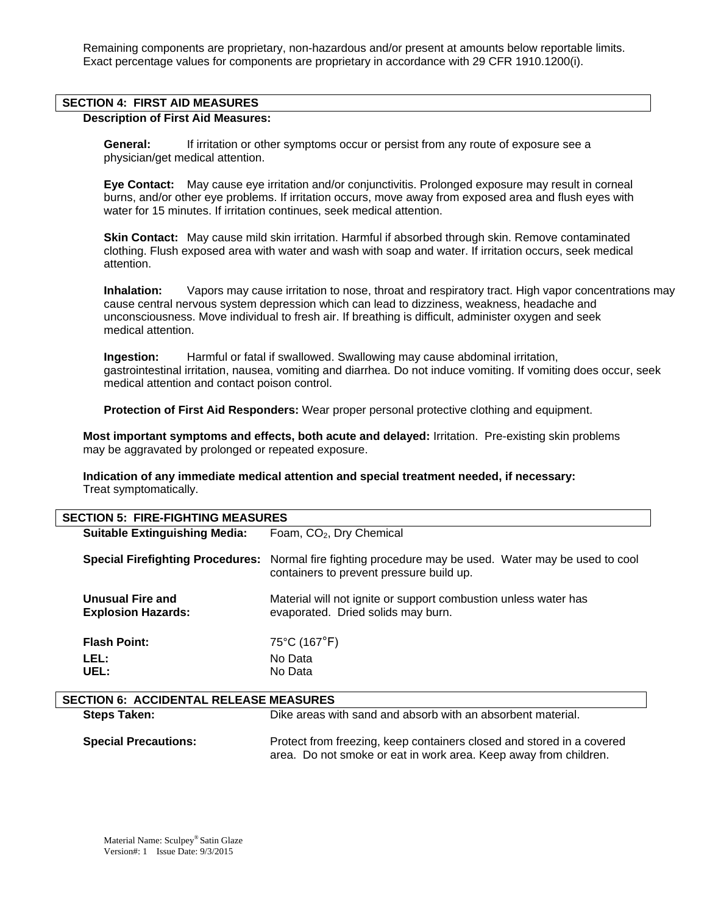Remaining components are proprietary, non-hazardous and/or present at amounts below reportable limits. Exact percentage values for components are proprietary in accordance with 29 CFR 1910.1200(i).

## SECTION 4: FIRST AID MEASURES

**Description of First Aid Measures:**

**General:** If irritation or other symptoms occur or persist from any route of exposure see a physician/get medical attention.

**Eye Contact:** May cause eye irritation and/or conjunctivitis. Prolonged exposure may result in corneal burns, and/or other eye problems. If irritation occurs, move away from exposed area and flush eyes with water for 15 minutes. If irritation continues, seek medical attention.

**Skin Contact:** May cause mild skin irritation. Harmful if absorbed through skin. Remove contaminated clothing. Flush exposed area with water and wash with soap and water. If irritation occurs, seek medical attention.

**Inhalation:** Vapors may cause irritation to nose, throat and respiratory tract. High vapor concentrations may cause central nervous system depression which can lead to dizziness, weakness, headache and unconsciousness. Move individual to fresh air. If breathing is difficult, administer oxygen and seek medical attention.

**Ingestion:** Harmful or fatal if swallowed. Swallowing may cause abdominal irritation, gastrointestinal irritation, nausea, vomiting and diarrhea. Do not induce vomiting. If vomiting does occur, seek medical attention and contact poison control.

**Protection of First Aid Responders:** Wear proper personal protective clothing and equipment.

**Most important symptoms and effects, both acute and delayed:** Irritation. Pre-existing skin problems may be aggravated by prolonged or repeated exposure.

**Indication of any immediate medical attention and special treatment needed, if necessary:** Treat symptomatically.

## SECTION 5: FIRE-FIGHTING MEASURES

**Suitable Extinguishing Media:** Foam, $CO_2$, Dry Chemical

**Special Firefighting Procedures:** Normal fire fighting procedure may be used. Water may be used to cool containers to prevent pressure build up.

**Unusual Fire and Explosion Hazards:** Material will not ignite or support combustion unless water has evaporated. Dried solids may burn.

**Flash Point:** 75°C (167°F)

**LEL:** No Data

**UEL:** No Data

## SECTION 6: ACCIDENTAL RELEASE MEASURES

**Steps Taken:** Dike areas with sand and absorb with an absorbent material.

**Special Precautions:** Protect from freezing, keep containers closed and stored in a covered area. Do not smoke or eat in work area. Keep away from children.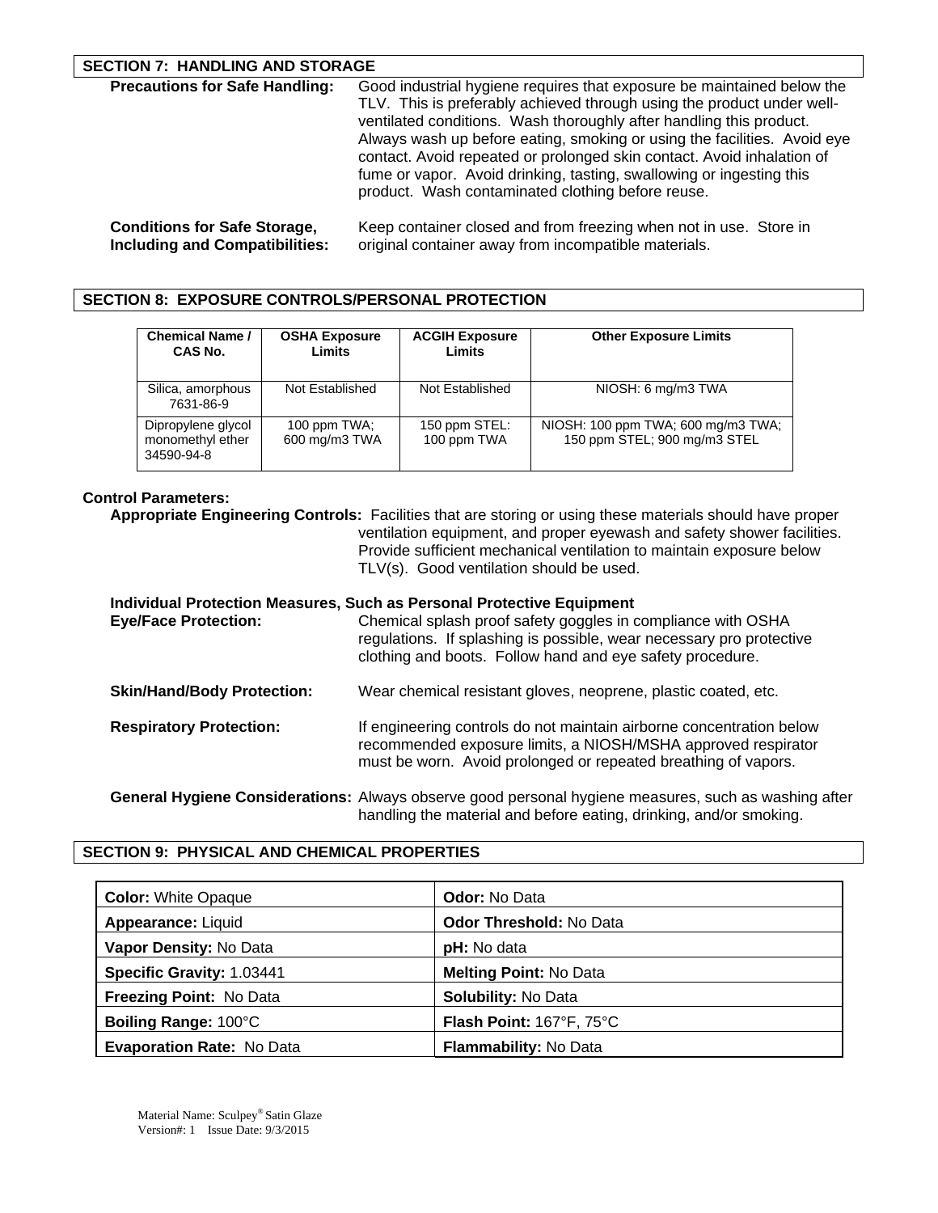## SECTION 7: HANDLING AND STORAGE

**Precautions for Safe Handling:** Good industrial hygiene requires that exposure be maintained below the TLV. This is preferably achieved through using the product under well-ventilated conditions. Wash thoroughly after handling this product. Always wash up before eating, smoking or using the facilities. Avoid eye contact. Avoid repeated or prolonged skin contact. Avoid inhalation of fume or vapor. Avoid drinking, tasting, swallowing or ingesting this product. Wash contaminated clothing before reuse.

**Conditions for Safe Storage, Including and Compatibilities:** Keep container closed and from freezing when not in use. Store in original container away from incompatible materials.

## SECTION 8: EXPOSURE CONTROLS/PERSONAL PROTECTION

| Chemical Name / CAS No. | OSHA Exposure Limits | ACGIH Exposure Limits | Other Exposure Limits |
|---|---|---|---|
| Silica, amorphous 7631-86-9 | Not Established | Not Established | NIOSH: 6 mg/m3 TWA |
| Dipropylene glycol monomethyl ether 34590-94-8 | 100 ppm TWA; 600 mg/m3 TWA | 150 ppm STEL: 100 ppm TWA | NIOSH: 100 ppm TWA; 600 mg/m3 TWA; 150 ppm STEL; 900 mg/m3 STEL |

**Control Parameters:**

**Appropriate Engineering Controls:** Facilities that are storing or using these materials should have proper ventilation equipment, and proper eyewash and safety shower facilities. Provide sufficient mechanical ventilation to maintain exposure below TLV(s). Good ventilation should be used.

**Individual Protection Measures, Such as Personal Protective Equipment**

**Eye/Face Protection:** Chemical splash proof safety goggles in compliance with OSHA regulations. If splashing is possible, wear necessary pro protective clothing and boots. Follow hand and eye safety procedure.

**Skin/Hand/Body Protection:** Wear chemical resistant gloves, neoprene, plastic coated, etc.

**Respiratory Protection:** If engineering controls do not maintain airborne concentration below recommended exposure limits, a NIOSH/MSHA approved respirator must be worn. Avoid prolonged or repeated breathing of vapors.

**General Hygiene Considerations:** Always observe good personal hygiene measures, such as washing after handling the material and before eating, drinking, and/or smoking.

## SECTION 9: PHYSICAL AND CHEMICAL PROPERTIES

| | |
|---|---|
| **Color:** White Opaque | **Odor:** No Data |
| **Appearance:** Liquid | **Odor Threshold:** No Data |
| **Vapor Density:** No Data | **pH:** No data |
| **Specific Gravity:** 1.03441 | **Melting Point:** No Data |
| **Freezing Point:** No Data | **Solubility:** No Data |
| **Boiling Range:** 100°C | **Flash Point:** 167°F, 75°C |
| **Evaporation Rate:** No Data | **Flammability:** No Data |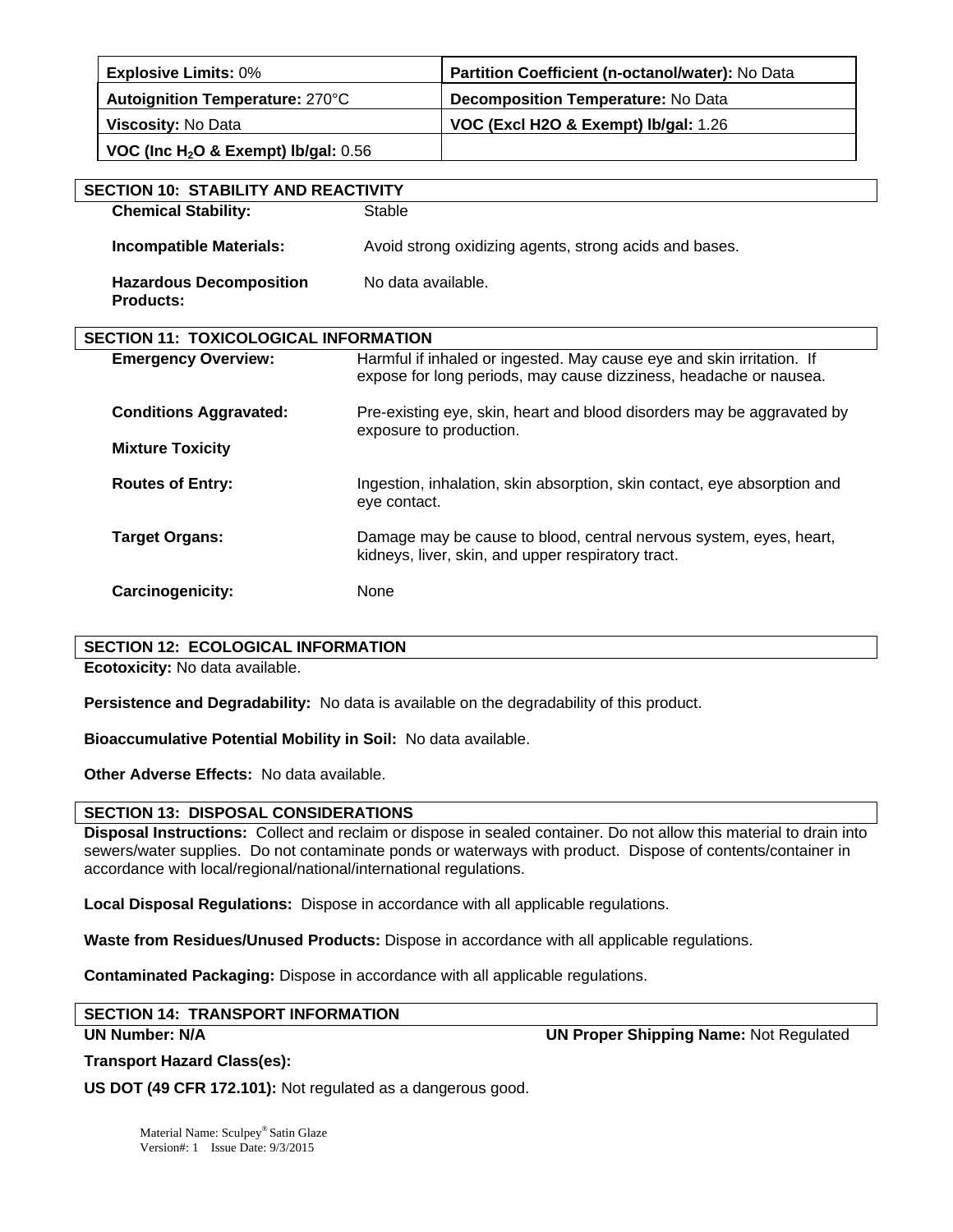| Explosive Limits: 0% | Partition Coefficient (n-octanol/water): No Data |
|---|---|
| Autoignition Temperature: 270°C | Decomposition Temperature: No Data |
| Viscosity: No Data | VOC (Excl H2O & Exempt) lb/gal: 1.26 |
| VOC (Inc $H_2O$ & Exempt) lb/gal: 0.56 | |

## SECTION 10: STABILITY AND REACTIVITY

**Chemical Stability:** Stable

**Incompatible Materials:** Avoid strong oxidizing agents, strong acids and bases.

**Hazardous Decomposition Products:** No data available.

## SECTION 11: TOXICOLOGICAL INFORMATION

**Emergency Overview:** Harmful if inhaled or ingested. May cause eye and skin irritation. If expose for long periods, may cause dizziness, headache or nausea.

**Conditions Aggravated:** Pre-existing eye, skin, heart and blood disorders may be aggravated by exposure to production.

**Mixture Toxicity**

**Routes of Entry:** Ingestion, inhalation, skin absorption, skin contact, eye absorption and eye contact.

**Target Organs:** Damage may be cause to blood, central nervous system, eyes, heart, kidneys, liver, skin, and upper respiratory tract.

**Carcinogenicity:** None

## SECTION 12: ECOLOGICAL INFORMATION

**Ecotoxicity:** No data available.

**Persistence and Degradability:** No data is available on the degradability of this product.

**Bioaccumulative Potential Mobility in Soil:** No data available.

**Other Adverse Effects:** No data available.

## SECTION 13: DISPOSAL CONSIDERATIONS

**Disposal Instructions:** Collect and reclaim or dispose in sealed container. Do not allow this material to drain into sewers/water supplies. Do not contaminate ponds or waterways with product. Dispose of contents/container in accordance with local/regional/national/international regulations.

**Local Disposal Regulations:** Dispose in accordance with all applicable regulations.

**Waste from Residues/Unused Products:** Dispose in accordance with all applicable regulations.

**Contaminated Packaging:** Dispose in accordance with all applicable regulations.

## SECTION 14: TRANSPORT INFORMATION

**UN Number: N/A**

**UN Proper Shipping Name:** Not Regulated

**Transport Hazard Class(es):**

**US DOT (49 CFR 172.101):** Not regulated as a dangerous good.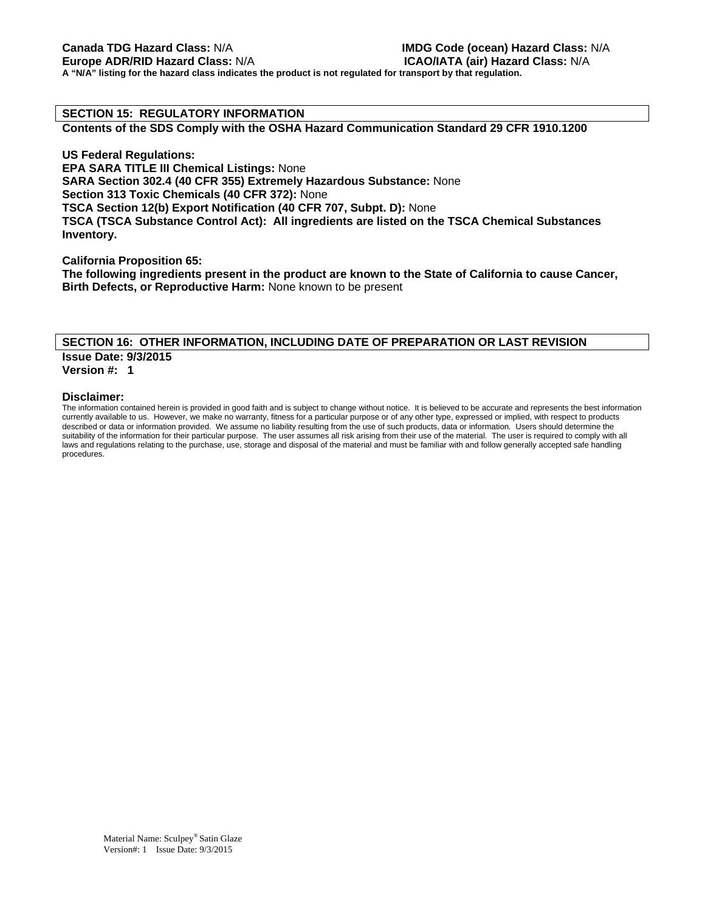**Canada TDG Hazard Class:** N/A
**IMDG Code (ocean) Hazard Class:** N/A
**Europe ADR/RID Hazard Class:** N/A
**ICAO/IATA (air) Hazard Class:** N/A

**A "N/A" listing for the hazard class indicates the product is not regulated for transport by that regulation.**

## SECTION 15: REGULATORY INFORMATION

**Contents of the SDS Comply with the OSHA Hazard Communication Standard 29 CFR 1910.1200**

**US Federal Regulations:**
**EPA SARA TITLE III Chemical Listings:** None
**SARA Section 302.4 (40 CFR 355) Extremely Hazardous Substance:** None
**Section 313 Toxic Chemicals (40 CFR 372):** None
**TSCA Section 12(b) Export Notification (40 CFR 707, Subpt. D):** None
**TSCA (TSCA Substance Control Act): All ingredients are listed on the TSCA Chemical Substances Inventory.**

**California Proposition 65:**
**The following ingredients present in the product are known to the State of California to cause Cancer, Birth Defects, or Reproductive Harm:** None known to be present

## SECTION 16: OTHER INFORMATION, INCLUDING DATE OF PREPARATION OR LAST REVISION

**Issue Date: 9/3/2015**
**Version #: 1**

**Disclaimer:**
The information contained herein is provided in good faith and is subject to change without notice. It is believed to be accurate and represents the best information currently available to us. However, we make no warranty, fitness for a particular purpose or of any other type, expressed or implied, with respect to products described or data or information provided. We assume no liability resulting from the use of such products, data or information. Users should determine the suitability of the information for their particular purpose. The user assumes all risk arising from their use of the material. The user is required to comply with all laws and regulations relating to the purchase, use, storage and disposal of the material and must be familiar with and follow generally accepted safe handling procedures.